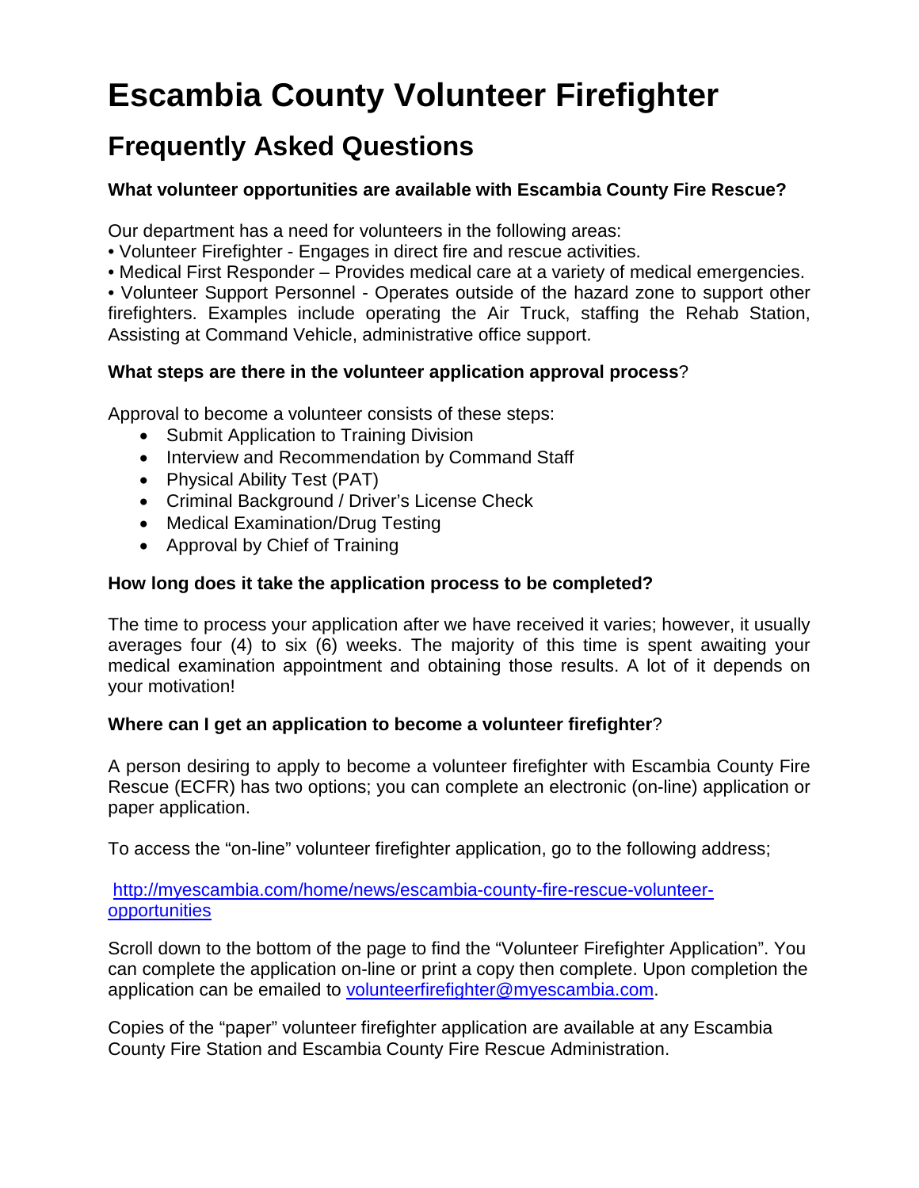# Escambia County Volunteer Firefighter

## Frequently Asked Questions

**What volunteer opportunities are available with Escambia County Fire Rescue?**

Our department has a need for volunteers in the following areas:
• Volunteer Firefighter - Engages in direct fire and rescue activities.
• Medical First Responder – Provides medical care at a variety of medical emergencies.
• Volunteer Support Personnel - Operates outside of the hazard zone to support other firefighters. Examples include operating the Air Truck, staffing the Rehab Station, Assisting at Command Vehicle, administrative office support.

**What steps are there in the volunteer application approval process**?

Approval to become a volunteer consists of these steps:

- Submit Application to Training Division
- Interview and Recommendation by Command Staff
- Physical Ability Test (PAT)
- Criminal Background / Driver's License Check
- Medical Examination/Drug Testing
- Approval by Chief of Training

**How long does it take the application process to be completed?**

The time to process your application after we have received it varies; however, it usually averages four (4) to six (6) weeks. The majority of this time is spent awaiting your medical examination appointment and obtaining those results. A lot of it depends on your motivation!

**Where can I get an application to become a volunteer firefighter**?

A person desiring to apply to become a volunteer firefighter with Escambia County Fire Rescue (ECFR) has two options; you can complete an electronic (on-line) application or paper application.

To access the "on-line" volunteer firefighter application, go to the following address;

http://myescambia.com/home/news/escambia-county-fire-rescue-volunteer-opportunities

Scroll down to the bottom of the page to find the "Volunteer Firefighter Application". You can complete the application on-line or print a copy then complete. Upon completion the application can be emailed to volunteerfirefighter@myescambia.com.

Copies of the "paper" volunteer firefighter application are available at any Escambia County Fire Station and Escambia County Fire Rescue Administration.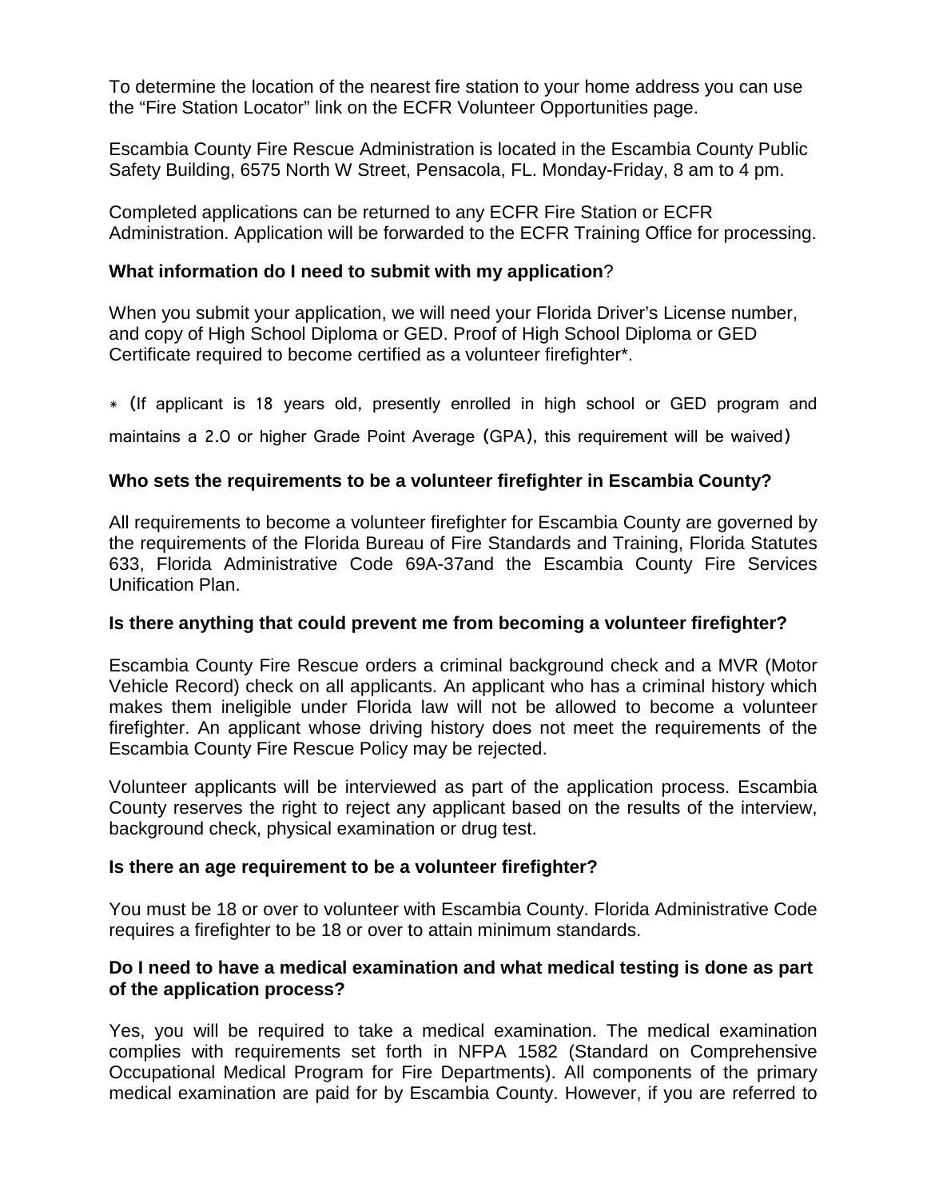To determine the location of the nearest fire station to your home address you can use the "Fire Station Locator" link on the ECFR Volunteer Opportunities page.

Escambia County Fire Rescue Administration is located in the Escambia County Public Safety Building, 6575 North W Street, Pensacola, FL. Monday-Friday, 8 am to 4 pm.

Completed applications can be returned to any ECFR Fire Station or ECFR Administration. Application will be forwarded to the ECFR Training Office for processing.

**What information do I need to submit with my application**?

When you submit your application, we will need your Florida Driver's License number, and copy of High School Diploma or GED. Proof of High School Diploma or GED Certificate required to become certified as a volunteer firefighter*.

* (If applicant is 18 years old, presently enrolled in high school or GED program and maintains a 2.0 or higher Grade Point Average (GPA), this requirement will be waived)

**Who sets the requirements to be a volunteer firefighter in Escambia County?**

All requirements to become a volunteer firefighter for Escambia County are governed by the requirements of the Florida Bureau of Fire Standards and Training, Florida Statutes 633, Florida Administrative Code 69A-37and the Escambia County Fire Services Unification Plan.

**Is there anything that could prevent me from becoming a volunteer firefighter?**

Escambia County Fire Rescue orders a criminal background check and a MVR (Motor Vehicle Record) check on all applicants. An applicant who has a criminal history which makes them ineligible under Florida law will not be allowed to become a volunteer firefighter. An applicant whose driving history does not meet the requirements of the Escambia County Fire Rescue Policy may be rejected.

Volunteer applicants will be interviewed as part of the application process. Escambia County reserves the right to reject any applicant based on the results of the interview, background check, physical examination or drug test.

**Is there an age requirement to be a volunteer firefighter?**

You must be 18 or over to volunteer with Escambia County. Florida Administrative Code requires a firefighter to be 18 or over to attain minimum standards.

**Do I need to have a medical examination and what medical testing is done as part of the application process?**

Yes, you will be required to take a medical examination. The medical examination complies with requirements set forth in NFPA 1582 (Standard on Comprehensive Occupational Medical Program for Fire Departments). All components of the primary medical examination are paid for by Escambia County. However, if you are referred to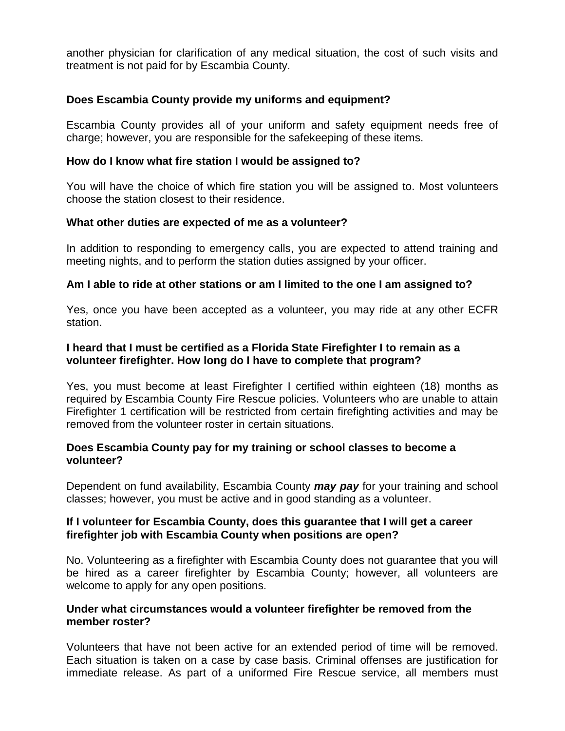another physician for clarification of any medical situation, the cost of such visits and treatment is not paid for by Escambia County.

**Does Escambia County provide my uniforms and equipment?**

Escambia County provides all of your uniform and safety equipment needs free of charge; however, you are responsible for the safekeeping of these items.

**How do I know what fire station I would be assigned to?**

You will have the choice of which fire station you will be assigned to. Most volunteers choose the station closest to their residence.

**What other duties are expected of me as a volunteer?**

In addition to responding to emergency calls, you are expected to attend training and meeting nights, and to perform the station duties assigned by your officer.

**Am I able to ride at other stations or am I limited to the one I am assigned to?**

Yes, once you have been accepted as a volunteer, you may ride at any other ECFR station.

**I heard that I must be certified as a Florida State Firefighter I to remain as a volunteer firefighter. How long do I have to complete that program?**

Yes, you must become at least Firefighter I certified within eighteen (18) months as required by Escambia County Fire Rescue policies. Volunteers who are unable to attain Firefighter 1 certification will be restricted from certain firefighting activities and may be removed from the volunteer roster in certain situations.

**Does Escambia County pay for my training or school classes to become a volunteer?**

Dependent on fund availability, Escambia County ***may pay*** for your training and school classes; however, you must be active and in good standing as a volunteer.

**If I volunteer for Escambia County, does this guarantee that I will get a career firefighter job with Escambia County when positions are open?**

No. Volunteering as a firefighter with Escambia County does not guarantee that you will be hired as a career firefighter by Escambia County; however, all volunteers are welcome to apply for any open positions.

**Under what circumstances would a volunteer firefighter be removed from the member roster?**

Volunteers that have not been active for an extended period of time will be removed. Each situation is taken on a case by case basis. Criminal offenses are justification for immediate release. As part of a uniformed Fire Rescue service, all members must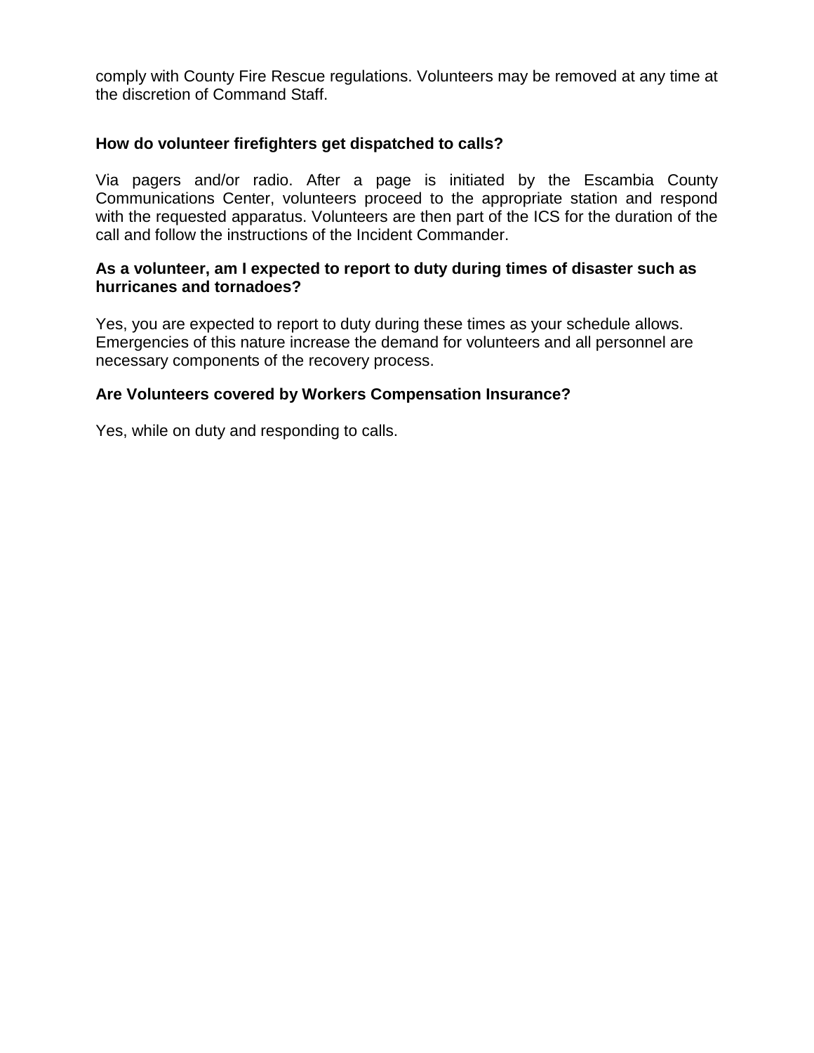comply with County Fire Rescue regulations. Volunteers may be removed at any time at the discretion of Command Staff.

**How do volunteer firefighters get dispatched to calls?**

Via pagers and/or radio. After a page is initiated by the Escambia County Communications Center, volunteers proceed to the appropriate station and respond with the requested apparatus. Volunteers are then part of the ICS for the duration of the call and follow the instructions of the Incident Commander.

**As a volunteer, am I expected to report to duty during times of disaster such as hurricanes and tornadoes?**

Yes, you are expected to report to duty during these times as your schedule allows. Emergencies of this nature increase the demand for volunteers and all personnel are necessary components of the recovery process.

**Are Volunteers covered by Workers Compensation Insurance?**

Yes, while on duty and responding to calls.